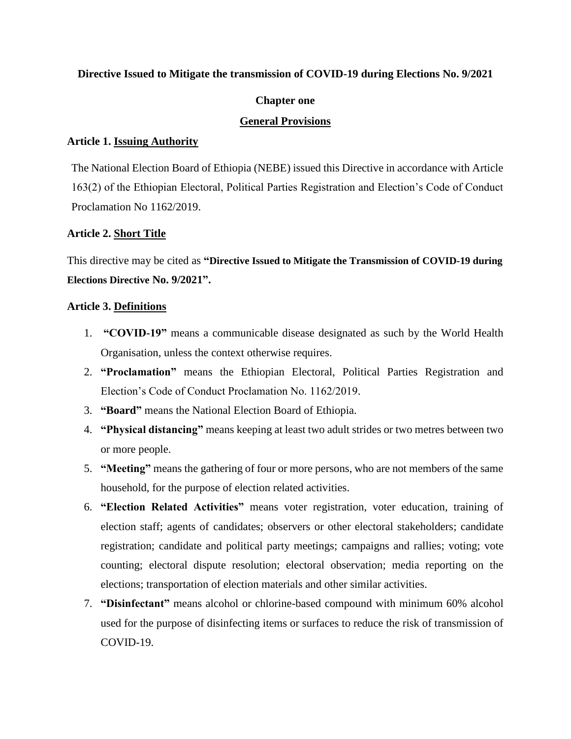# Directive Issued to Mitigate the transmission of COVID-19 during Elections No. 9/2021

## Chapter one

## General Provisions

### Article 1. Issuing Authority

The National Election Board of Ethiopia (NEBE) issued this Directive in accordance with Article 163(2) of the Ethiopian Electoral, Political Parties Registration and Election's Code of Conduct Proclamation No 1162/2019.

### Article 2. Short Title

This directive may be cited as **"Directive Issued to Mitigate the Transmission of COVID-19 during Elections Directive No. 9/2021".**

### Article 3. Definitions

1. **"COVID-19"** means a communicable disease designated as such by the World Health Organisation, unless the context otherwise requires.
2. **"Proclamation"** means the Ethiopian Electoral, Political Parties Registration and Election's Code of Conduct Proclamation No. 1162/2019.
3. **"Board"** means the National Election Board of Ethiopia.
4. **"Physical distancing"** means keeping at least two adult strides or two metres between two or more people.
5. **"Meeting"** means the gathering of four or more persons, who are not members of the same household, for the purpose of election related activities.
6. **"Election Related Activities"** means voter registration, voter education, training of election staff; agents of candidates; observers or other electoral stakeholders; candidate registration; candidate and political party meetings; campaigns and rallies; voting; vote counting; electoral dispute resolution; electoral observation; media reporting on the elections; transportation of election materials and other similar activities.
7. **"Disinfectant"** means alcohol or chlorine-based compound with minimum 60% alcohol used for the purpose of disinfecting items or surfaces to reduce the risk of transmission of COVID-19.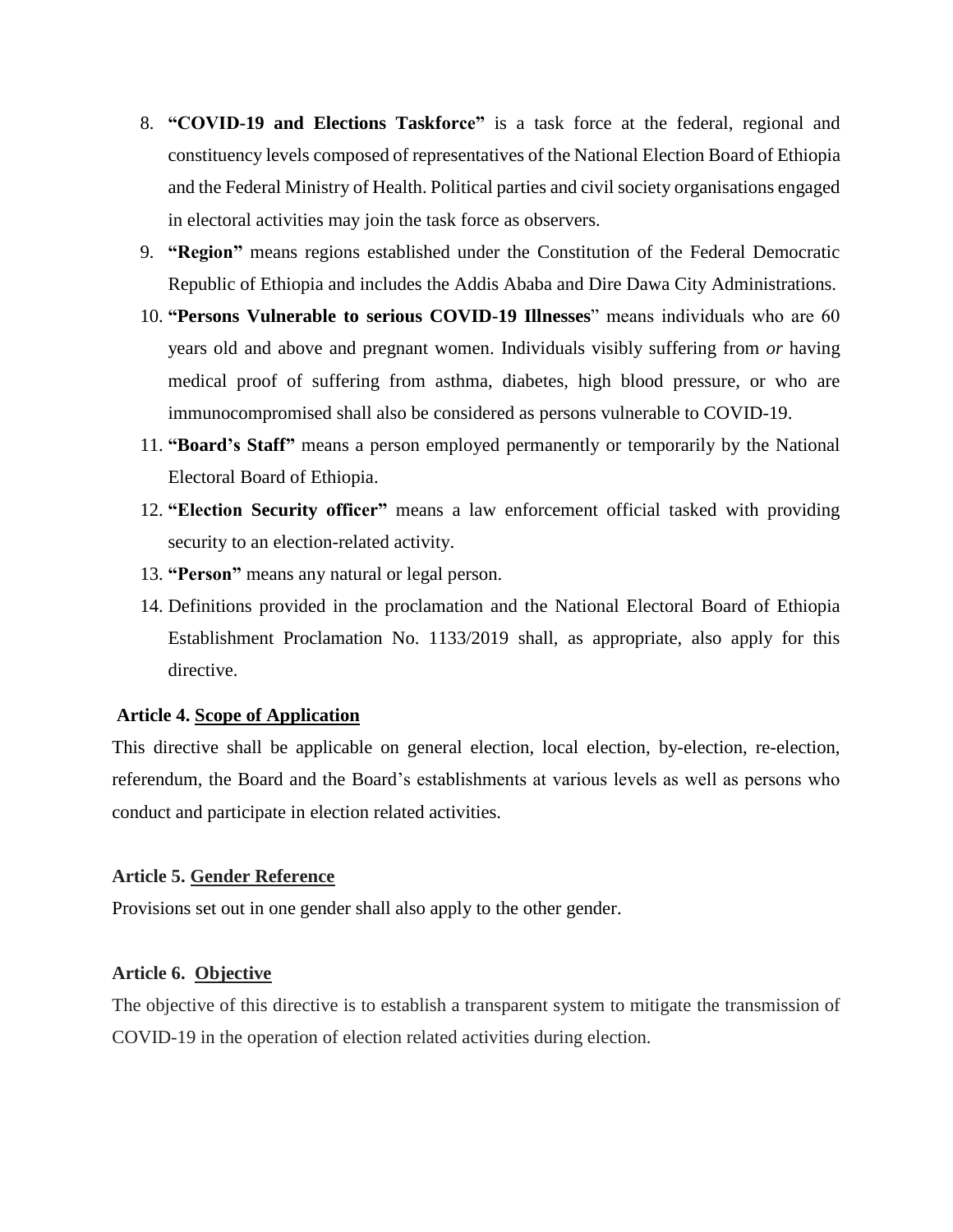8. **"COVID-19 and Elections Taskforce"** is a task force at the federal, regional and constituency levels composed of representatives of the National Election Board of Ethiopia and the Federal Ministry of Health. Political parties and civil society organisations engaged in electoral activities may join the task force as observers.
9. **"Region"** means regions established under the Constitution of the Federal Democratic Republic of Ethiopia and includes the Addis Ababa and Dire Dawa City Administrations.
10. **"Persons Vulnerable to serious COVID-19 Illnesses**" means individuals who are 60 years old and above and pregnant women. Individuals visibly suffering from *or* having medical proof of suffering from asthma, diabetes, high blood pressure, or who are immunocompromised shall also be considered as persons vulnerable to COVID-19.
11. **"Board's Staff"** means a person employed permanently or temporarily by the National Electoral Board of Ethiopia.
12. **"Election Security officer"** means a law enforcement official tasked with providing security to an election-related activity.
13. **"Person"** means any natural or legal person.
14. Definitions provided in the proclamation and the National Electoral Board of Ethiopia Establishment Proclamation No. 1133/2019 shall, as appropriate, also apply for this directive.

**Article 4. <u>Scope of Application</u>**

This directive shall be applicable on general election, local election, by-election, re-election, referendum, the Board and the Board's establishments at various levels as well as persons who conduct and participate in election related activities.

**Article 5. <u>Gender Reference</u>**

Provisions set out in one gender shall also apply to the other gender.

**Article 6. <u>Objective</u>**

The objective of this directive is to establish a transparent system to mitigate the transmission of COVID-19 in the operation of election related activities during election.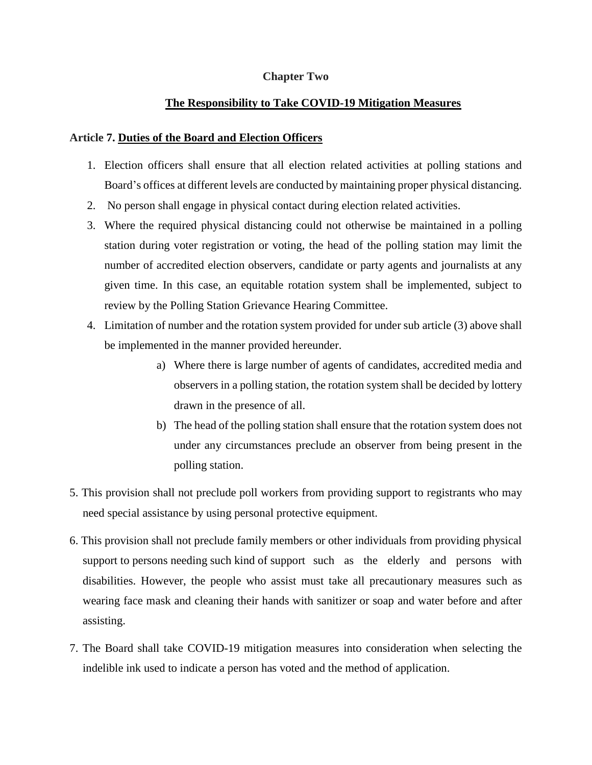## Chapter Two

## The Responsibility to Take COVID-19 Mitigation Measures

**Article 7. Duties of the Board and Election Officers**

1. Election officers shall ensure that all election related activities at polling stations and Board's offices at different levels are conducted by maintaining proper physical distancing.
2. No person shall engage in physical contact during election related activities.
3. Where the required physical distancing could not otherwise be maintained in a polling station during voter registration or voting, the head of the polling station may limit the number of accredited election observers, candidate or party agents and journalists at any given time. In this case, an equitable rotation system shall be implemented, subject to review by the Polling Station Grievance Hearing Committee.
4. Limitation of number and the rotation system provided for under sub article (3) above shall be implemented in the manner provided hereunder.
    a) Where there is large number of agents of candidates, accredited media and observers in a polling station, the rotation system shall be decided by lottery drawn in the presence of all.
    b) The head of the polling station shall ensure that the rotation system does not under any circumstances preclude an observer from being present in the polling station.
5. This provision shall not preclude poll workers from providing support to registrants who may need special assistance by using personal protective equipment.
6. This provision shall not preclude family members or other individuals from providing physical support to persons needing such kind of support such as the elderly and persons with disabilities. However, the people who assist must take all precautionary measures such as wearing face mask and cleaning their hands with sanitizer or soap and water before and after assisting.
7. The Board shall take COVID-19 mitigation measures into consideration when selecting the indelible ink used to indicate a person has voted and the method of application.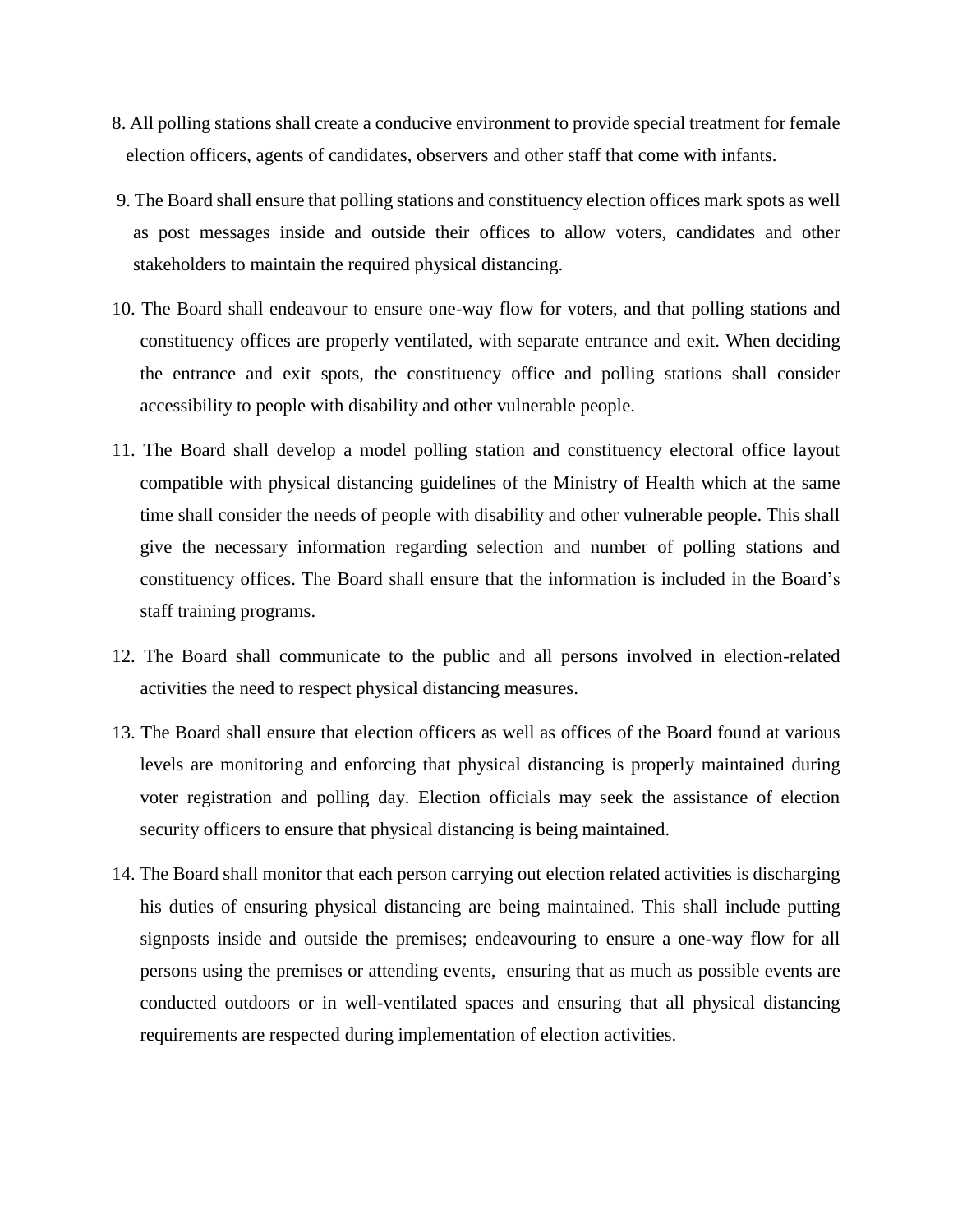8. All polling stations shall create a conducive environment to provide special treatment for female election officers, agents of candidates, observers and other staff that come with infants.

9. The Board shall ensure that polling stations and constituency election offices mark spots as well as post messages inside and outside their offices to allow voters, candidates and other stakeholders to maintain the required physical distancing.

10. The Board shall endeavour to ensure one-way flow for voters, and that polling stations and constituency offices are properly ventilated, with separate entrance and exit. When deciding the entrance and exit spots, the constituency office and polling stations shall consider accessibility to people with disability and other vulnerable people.

11. The Board shall develop a model polling station and constituency electoral office layout compatible with physical distancing guidelines of the Ministry of Health which at the same time shall consider the needs of people with disability and other vulnerable people. This shall give the necessary information regarding selection and number of polling stations and constituency offices. The Board shall ensure that the information is included in the Board's staff training programs.

12. The Board shall communicate to the public and all persons involved in election-related activities the need to respect physical distancing measures.

13. The Board shall ensure that election officers as well as offices of the Board found at various levels are monitoring and enforcing that physical distancing is properly maintained during voter registration and polling day. Election officials may seek the assistance of election security officers to ensure that physical distancing is being maintained.

14. The Board shall monitor that each person carrying out election related activities is discharging his duties of ensuring physical distancing are being maintained. This shall include putting signposts inside and outside the premises; endeavouring to ensure a one-way flow for all persons using the premises or attending events, ensuring that as much as possible events are conducted outdoors or in well-ventilated spaces and ensuring that all physical distancing requirements are respected during implementation of election activities.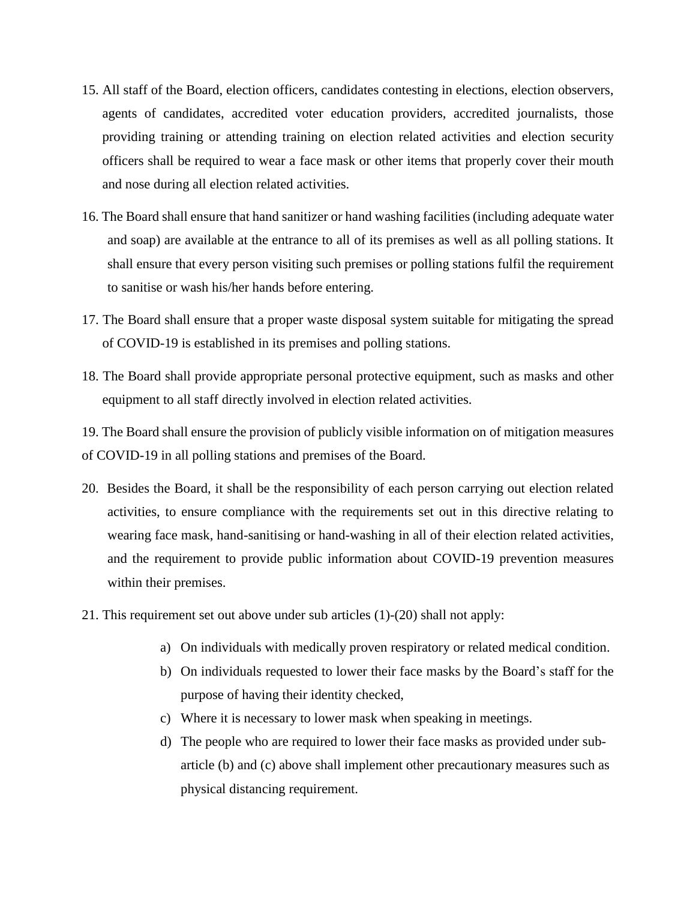15. All staff of the Board, election officers, candidates contesting in elections, election observers, agents of candidates, accredited voter education providers, accredited journalists, those providing training or attending training on election related activities and election security officers shall be required to wear a face mask or other items that properly cover their mouth and nose during all election related activities.

16. The Board shall ensure that hand sanitizer or hand washing facilities (including adequate water and soap) are available at the entrance to all of its premises as well as all polling stations. It shall ensure that every person visiting such premises or polling stations fulfil the requirement to sanitise or wash his/her hands before entering.

17. The Board shall ensure that a proper waste disposal system suitable for mitigating the spread of COVID-19 is established in its premises and polling stations.

18. The Board shall provide appropriate personal protective equipment, such as masks and other equipment to all staff directly involved in election related activities.

19. The Board shall ensure the provision of publicly visible information on of mitigation measures of COVID-19 in all polling stations and premises of the Board.

20. Besides the Board, it shall be the responsibility of each person carrying out election related activities, to ensure compliance with the requirements set out in this directive relating to wearing face mask, hand-sanitising or hand-washing in all of their election related activities, and the requirement to provide public information about COVID-19 prevention measures within their premises.

21. This requirement set out above under sub articles (1)-(20) shall not apply:

    a) On individuals with medically proven respiratory or related medical condition.
    b) On individuals requested to lower their face masks by the Board's staff for the purpose of having their identity checked,
    c) Where it is necessary to lower mask when speaking in meetings.
    d) The people who are required to lower their face masks as provided under sub-article (b) and (c) above shall implement other precautionary measures such as physical distancing requirement.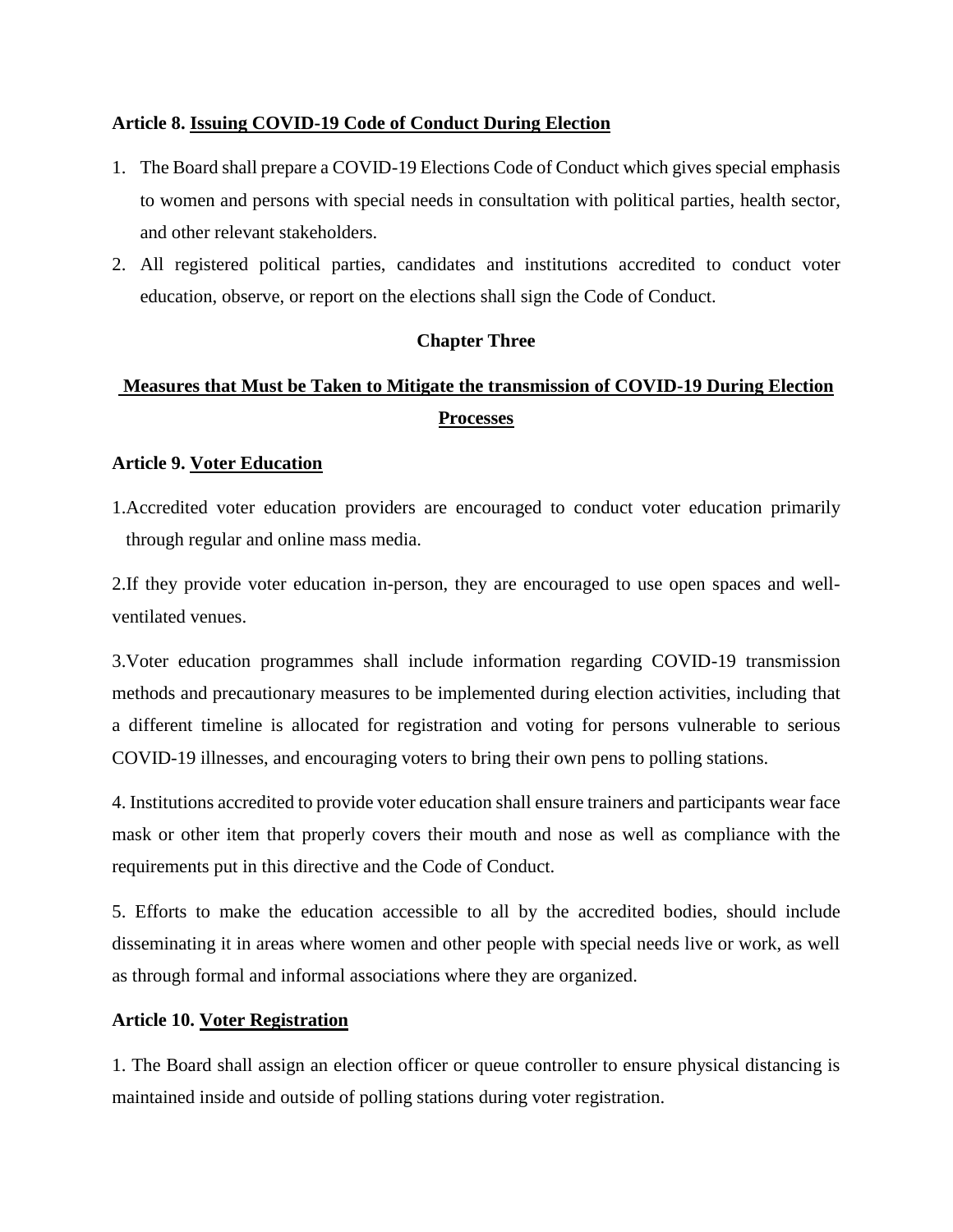**Article 8. Issuing COVID-19 Code of Conduct During Election**

1. The Board shall prepare a COVID-19 Elections Code of Conduct which gives special emphasis to women and persons with special needs in consultation with political parties, health sector, and other relevant stakeholders.
2. All registered political parties, candidates and institutions accredited to conduct voter education, observe, or report on the elections shall sign the Code of Conduct.

## Chapter Three

## Measures that Must be Taken to Mitigate the transmission of COVID-19 During Election Processes

**Article 9. Voter Education**

1.Accredited voter education providers are encouraged to conduct voter education primarily through regular and online mass media.

2.If they provide voter education in-person, they are encouraged to use open spaces and well-ventilated venues.

3.Voter education programmes shall include information regarding COVID-19 transmission methods and precautionary measures to be implemented during election activities, including that a different timeline is allocated for registration and voting for persons vulnerable to serious COVID-19 illnesses, and encouraging voters to bring their own pens to polling stations.

4. Institutions accredited to provide voter education shall ensure trainers and participants wear face mask or other item that properly covers their mouth and nose as well as compliance with the requirements put in this directive and the Code of Conduct.

5. Efforts to make the education accessible to all by the accredited bodies, should include disseminating it in areas where women and other people with special needs live or work, as well as through formal and informal associations where they are organized.

**Article 10. Voter Registration**

1. The Board shall assign an election officer or queue controller to ensure physical distancing is maintained inside and outside of polling stations during voter registration.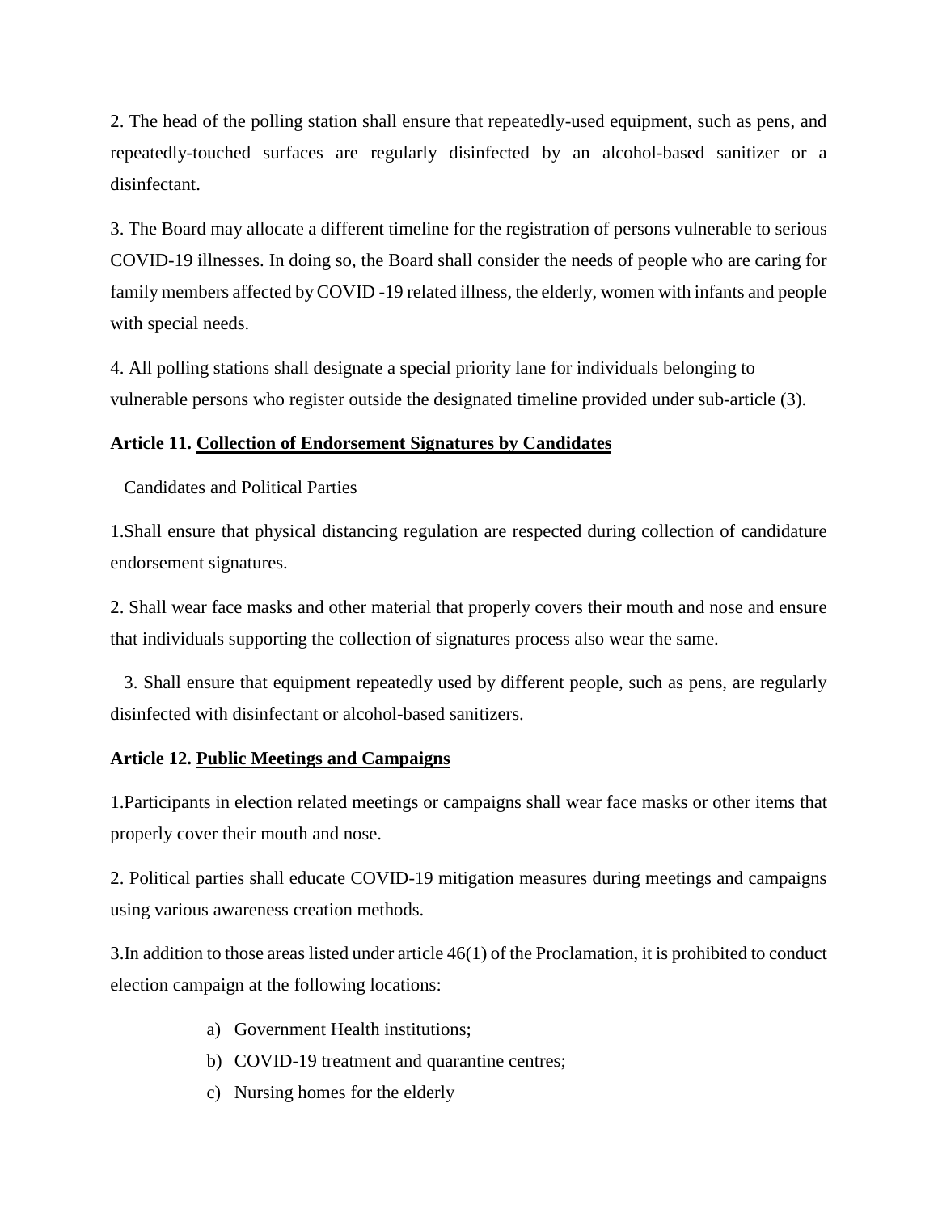2. The head of the polling station shall ensure that repeatedly-used equipment, such as pens, and repeatedly-touched surfaces are regularly disinfected by an alcohol-based sanitizer or a disinfectant.

3. The Board may allocate a different timeline for the registration of persons vulnerable to serious COVID-19 illnesses. In doing so, the Board shall consider the needs of people who are caring for family members affected by COVID -19 related illness, the elderly, women with infants and people with special needs.

4. All polling stations shall designate a special priority lane for individuals belonging to vulnerable persons who register outside the designated timeline provided under sub-article (3).

**Article 11. <u>Collection of Endorsement Signatures by Candidates</u>**

Candidates and Political Parties

1.Shall ensure that physical distancing regulation are respected during collection of candidature endorsement signatures.

2. Shall wear face masks and other material that properly covers their mouth and nose and ensure that individuals supporting the collection of signatures process also wear the same.

3. Shall ensure that equipment repeatedly used by different people, such as pens, are regularly disinfected with disinfectant or alcohol-based sanitizers.

**Article 12. <u>Public Meetings and Campaigns</u>**

1.Participants in election related meetings or campaigns shall wear face masks or other items that properly cover their mouth and nose.

2. Political parties shall educate COVID-19 mitigation measures during meetings and campaigns using various awareness creation methods.

3.In addition to those areas listed under article 46(1) of the Proclamation, it is prohibited to conduct election campaign at the following locations:

a) Government Health institutions;
b) COVID-19 treatment and quarantine centres;
c) Nursing homes for the elderly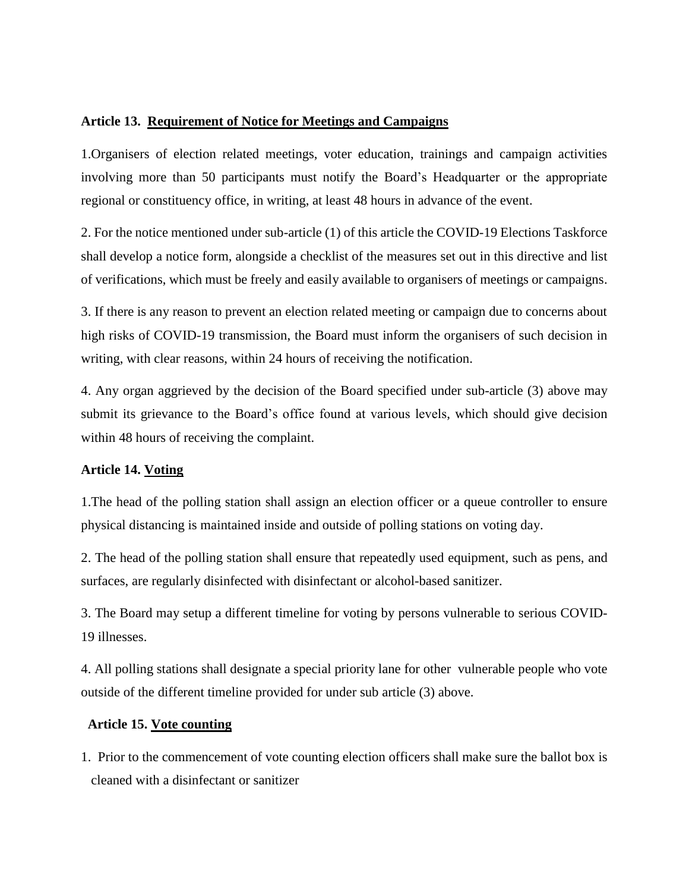**Article 13. Requirement of Notice for Meetings and Campaigns**

1.Organisers of election related meetings, voter education, trainings and campaign activities involving more than 50 participants must notify the Board's Headquarter or the appropriate regional or constituency office, in writing, at least 48 hours in advance of the event.

2. For the notice mentioned under sub-article (1) of this article the COVID-19 Elections Taskforce shall develop a notice form, alongside a checklist of the measures set out in this directive and list of verifications, which must be freely and easily available to organisers of meetings or campaigns.

3. If there is any reason to prevent an election related meeting or campaign due to concerns about high risks of COVID-19 transmission, the Board must inform the organisers of such decision in writing, with clear reasons, within 24 hours of receiving the notification.

4. Any organ aggrieved by the decision of the Board specified under sub-article (3) above may submit its grievance to the Board's office found at various levels, which should give decision within 48 hours of receiving the complaint.

**Article 14. Voting**

1.The head of the polling station shall assign an election officer or a queue controller to ensure physical distancing is maintained inside and outside of polling stations on voting day.

2. The head of the polling station shall ensure that repeatedly used equipment, such as pens, and surfaces, are regularly disinfected with disinfectant or alcohol-based sanitizer.

3. The Board may setup a different timeline for voting by persons vulnerable to serious COVID-19 illnesses.

4. All polling stations shall designate a special priority lane for other vulnerable people who vote outside of the different timeline provided for under sub article (3) above.

**Article 15. Vote counting**

1. Prior to the commencement of vote counting election officers shall make sure the ballot box is cleaned with a disinfectant or sanitizer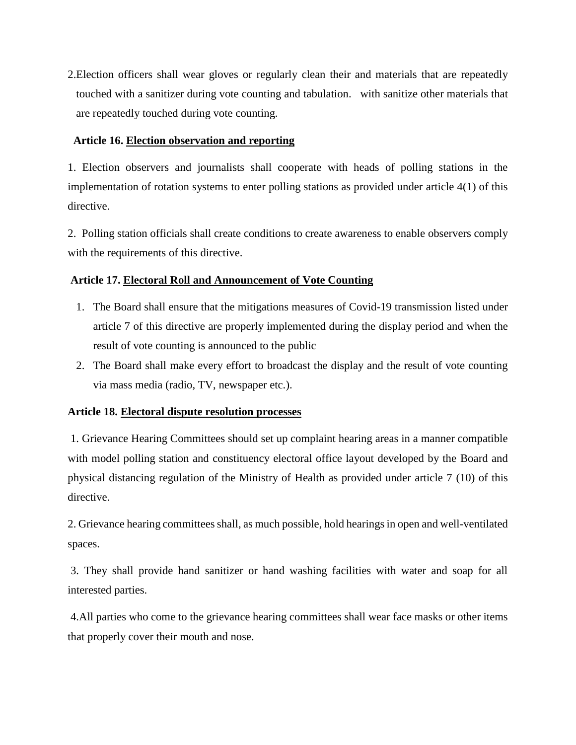2. Election officers shall wear gloves or regularly clean their and materials that are repeatedly touched with a sanitizer during vote counting and tabulation. with sanitize other materials that are repeatedly touched during vote counting.

**Article 16. Election observation and reporting**

1. Election observers and journalists shall cooperate with heads of polling stations in the implementation of rotation systems to enter polling stations as provided under article 4(1) of this directive.

2. Polling station officials shall create conditions to create awareness to enable observers comply with the requirements of this directive.

**Article 17. Electoral Roll and Announcement of Vote Counting**

1. The Board shall ensure that the mitigations measures of Covid-19 transmission listed under article 7 of this directive are properly implemented during the display period and when the result of vote counting is announced to the public
2. The Board shall make every effort to broadcast the display and the result of vote counting via mass media (radio, TV, newspaper etc.).

**Article 18. Electoral dispute resolution processes**

1. Grievance Hearing Committees should set up complaint hearing areas in a manner compatible with model polling station and constituency electoral office layout developed by the Board and physical distancing regulation of the Ministry of Health as provided under article 7 (10) of this directive.

2. Grievance hearing committees shall, as much possible, hold hearings in open and well-ventilated spaces.

3. They shall provide hand sanitizer or hand washing facilities with water and soap for all interested parties.

4. All parties who come to the grievance hearing committees shall wear face masks or other items that properly cover their mouth and nose.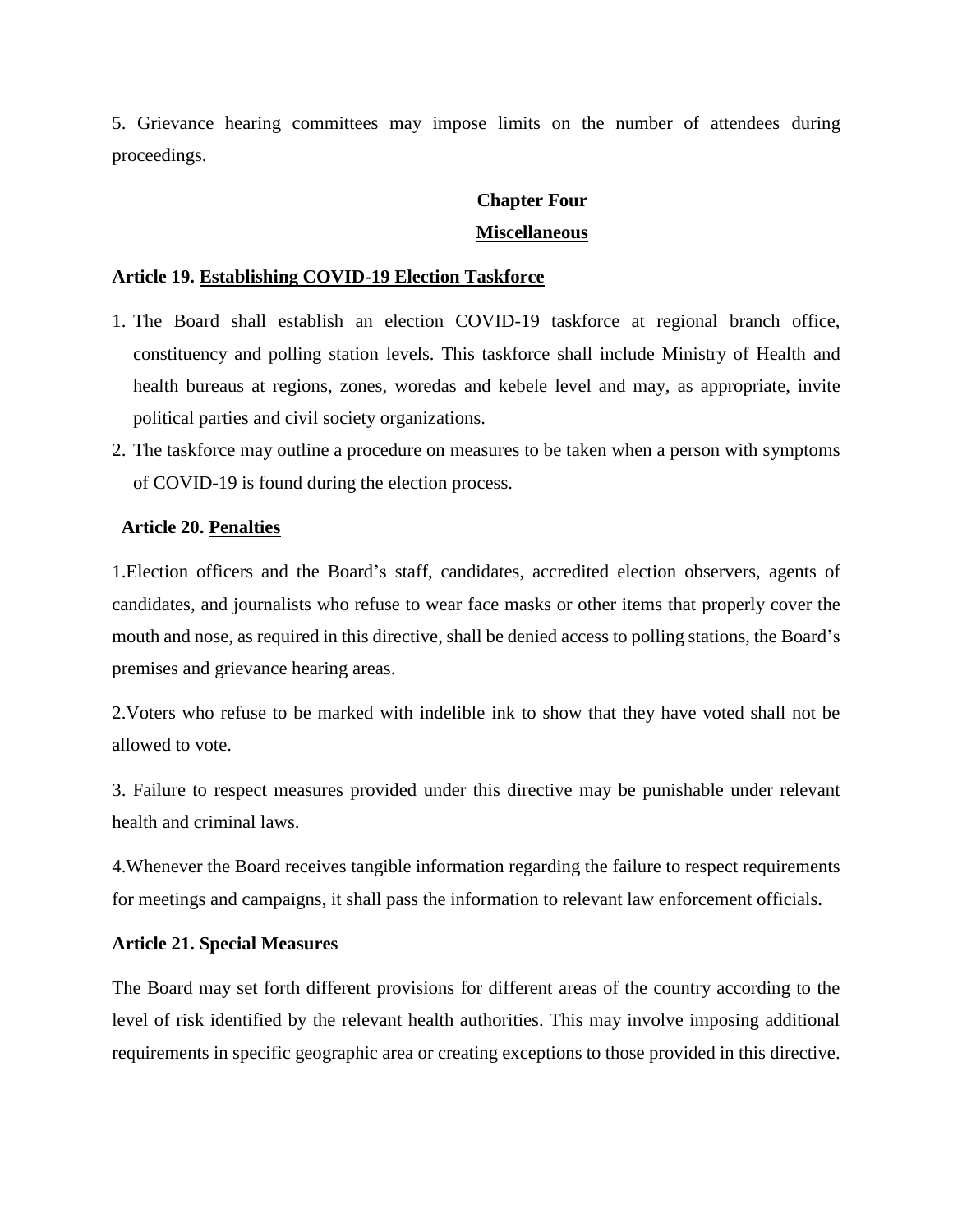5. Grievance hearing committees may impose limits on the number of attendees during proceedings.

## Chapter Four

## Miscellaneous

### Article 19. Establishing COVID-19 Election Taskforce

1. The Board shall establish an election COVID-19 taskforce at regional branch office, constituency and polling station levels. This taskforce shall include Ministry of Health and health bureaus at regions, zones, woredas and kebele level and may, as appropriate, invite political parties and civil society organizations.
2. The taskforce may outline a procedure on measures to be taken when a person with symptoms of COVID-19 is found during the election process.

### Article 20. Penalties

1. Election officers and the Board's staff, candidates, accredited election observers, agents of candidates, and journalists who refuse to wear face masks or other items that properly cover the mouth and nose, as required in this directive, shall be denied access to polling stations, the Board's premises and grievance hearing areas.

2. Voters who refuse to be marked with indelible ink to show that they have voted shall not be allowed to vote.

3. Failure to respect measures provided under this directive may be punishable under relevant health and criminal laws.

4. Whenever the Board receives tangible information regarding the failure to respect requirements for meetings and campaigns, it shall pass the information to relevant law enforcement officials.

### Article 21. Special Measures

The Board may set forth different provisions for different areas of the country according to the level of risk identified by the relevant health authorities. This may involve imposing additional requirements in specific geographic area or creating exceptions to those provided in this directive.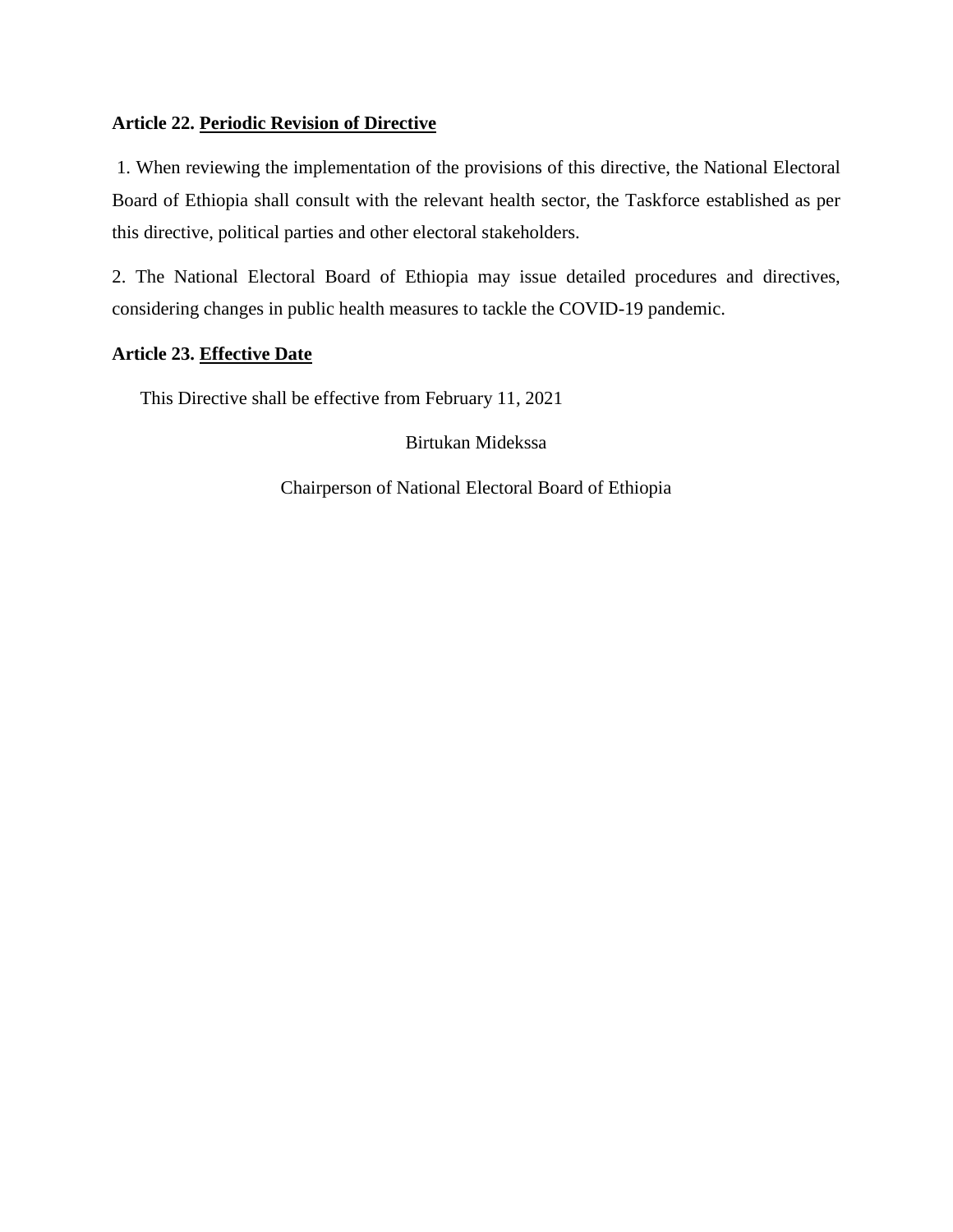**Article 22. Periodic Revision of Directive**

1. When reviewing the implementation of the provisions of this directive, the National Electoral Board of Ethiopia shall consult with the relevant health sector, the Taskforce established as per this directive, political parties and other electoral stakeholders.

2. The National Electoral Board of Ethiopia may issue detailed procedures and directives, considering changes in public health measures to tackle the COVID-19 pandemic.

**Article 23. Effective Date**

This Directive shall be effective from February 11, 2021

Birtukan Midekssa

Chairperson of National Electoral Board of Ethiopia